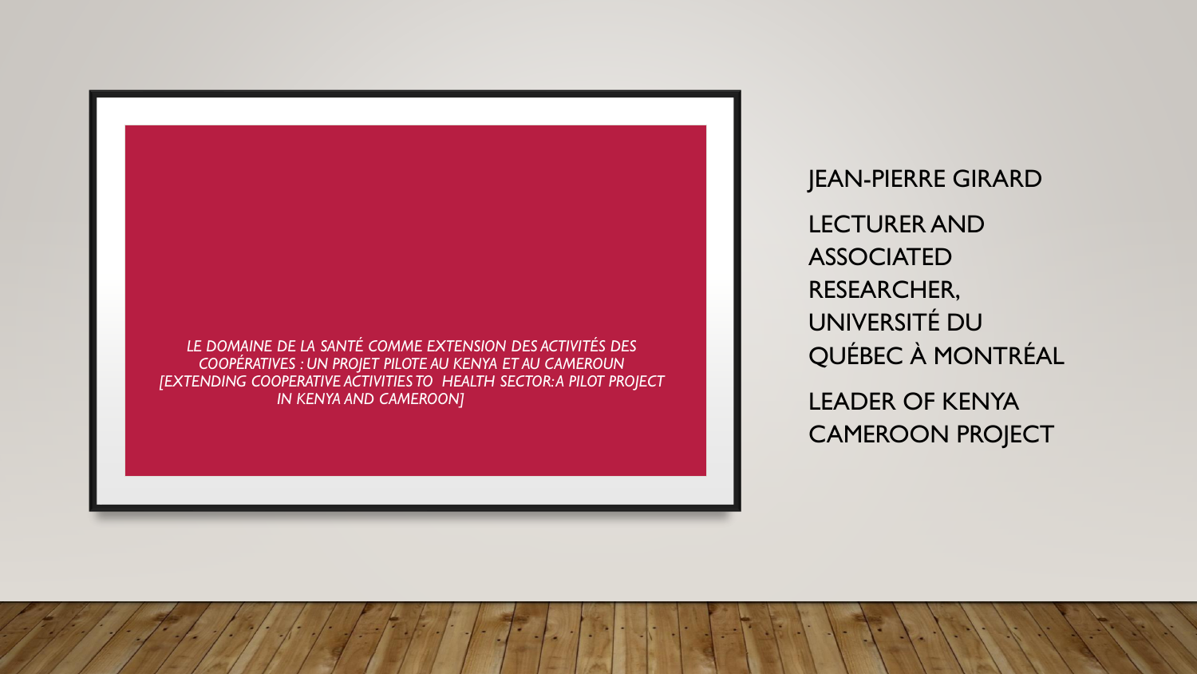# *LE DOMAINE DE LA SANTÉ COMME EXTENSION DES ACTIVITÉS DES COOPÉRATIVES : UN PROJET PILOTE AU KENYA ET AU CAMEROUN [EXTENDING COOPERATIVE ACTIVITIES TO HEALTH SECTOR: A PILOT PROJECT IN KENYA AND CAMEROON]*

JEAN-PIERRE GIRARD

LECTURER AND ASSOCIATED RESEARCHER, UNIVERSITÉ DU QUÉBEC À MONTRÉAL

LEADER OF KENYA CAMEROON PROJECT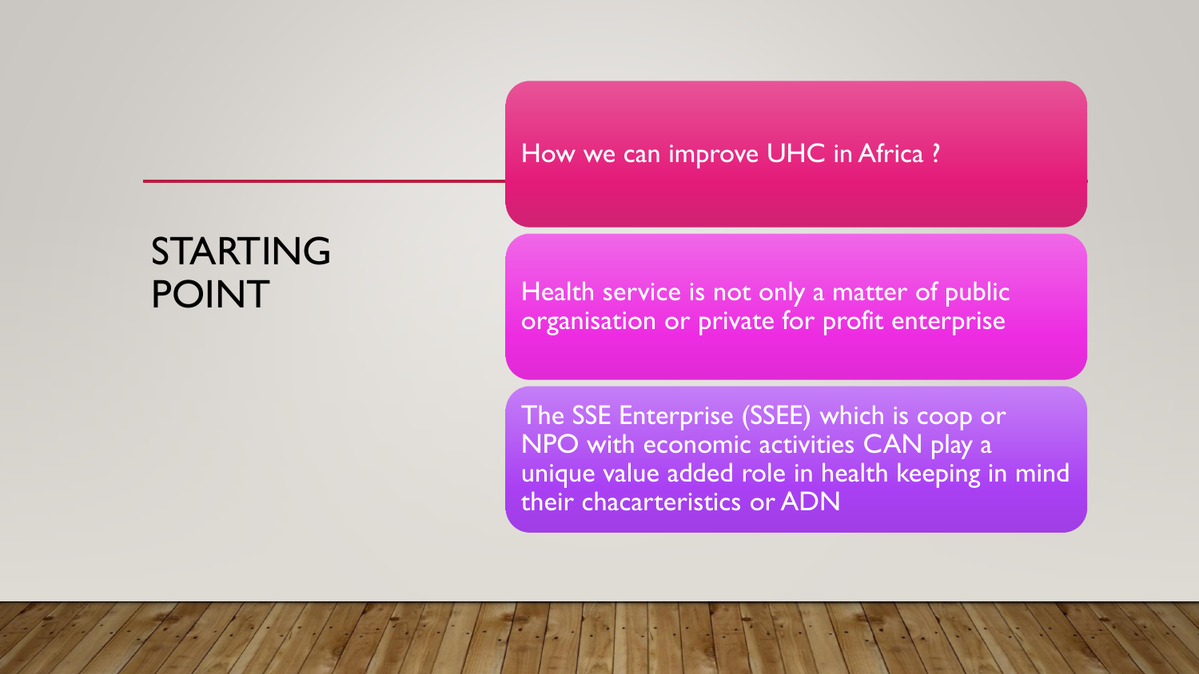# STARTING POINT

How we can improve UHC in Africa ?

Health service is not only a matter of public organisation or private for profit enterprise

The SSE Enterprise (SSEE) which is coop or NPO with economic activities CAN play a unique value added role in health keeping in mind their chacarteristics or ADN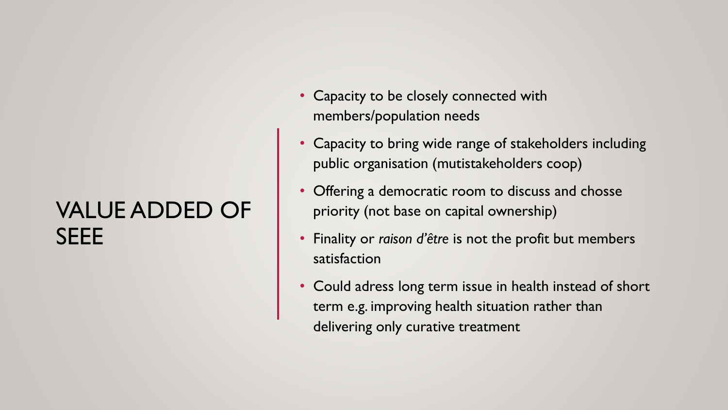# VALUE ADDED OF SEEE

- Capacity to be closely connected with members/population needs
- Capacity to bring wide range of stakeholders including public organisation (mutistakeholders coop)
- Offering a democratic room to discuss and chosse priority (not base on capital ownership)
- Finality or *raison d'être* is not the profit but members satisfaction
- Could adress long term issue in health instead of short term e.g. improving health situation rather than delivering only curative treatment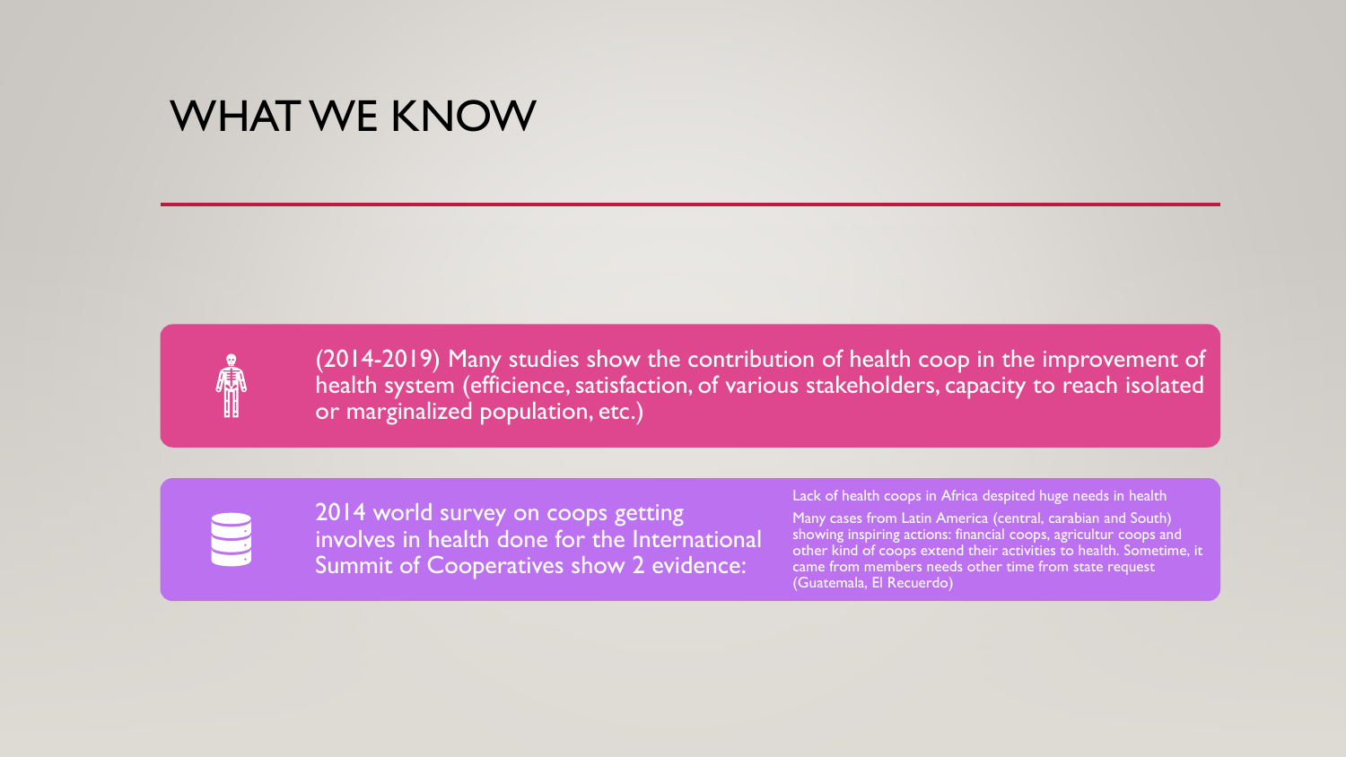# WHAT WE KNOW

(2014-2019) Many studies show the contribution of health coop in the improvement of health system (efficience, satisfaction, of various stakeholders, capacity to reach isolated or marginalized population, etc.)

2014 world survey on coops getting involves in health done for the International Summit of Cooperatives show 2 evidence:

- Lack of health coops in Africa despited huge needs in health
- Many cases from Latin America (central, carabian and South) showing inspiring actions: financial coops, agricultur coops and other kind of coops extend their activities to health. Sometime, it came from members needs other time from state request (Guatemala, El Recuerdo)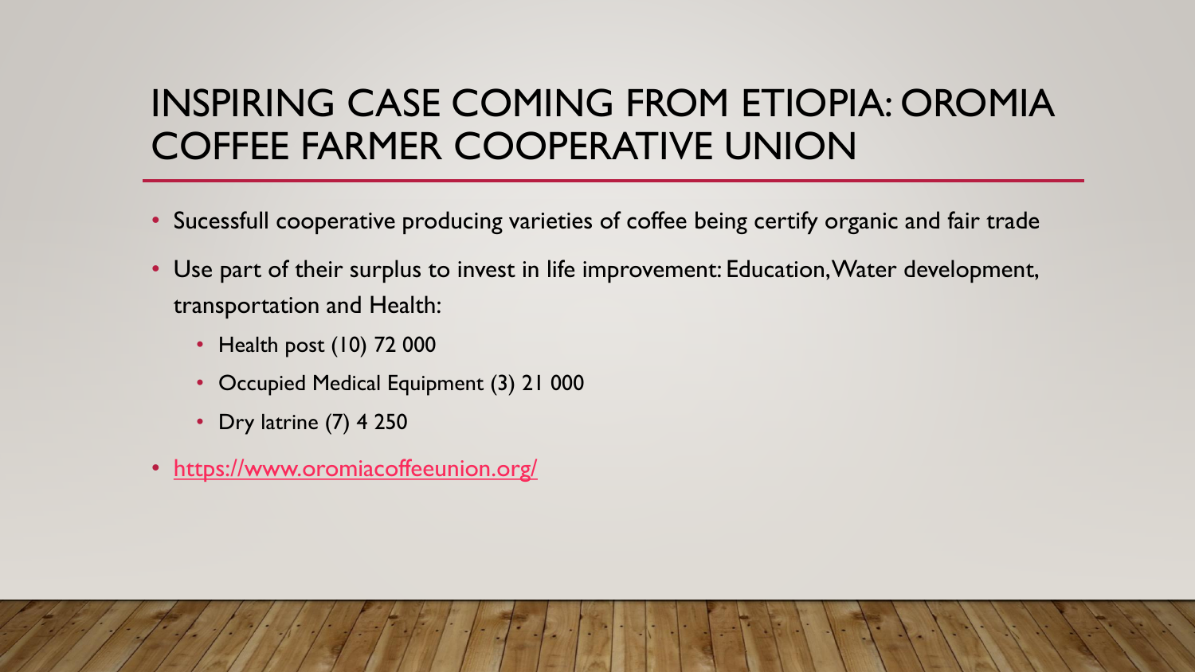# INSPIRING CASE COMING FROM ETIOPIA: OROMIA COFFEE FARMER COOPERATIVE UNION

- Sucessfull cooperative producing varieties of coffee being certify organic and fair trade
- Use part of their surplus to invest in life improvement: Education, Water development, transportation and Health:
  - Health post (10) 72 000
  - Occupied Medical Equipment (3) 21 000
  - Dry latrine (7) 4 250
- [https://www.oromiacoffeeunion.org/](https://www.oromiacoffeeunion.org/)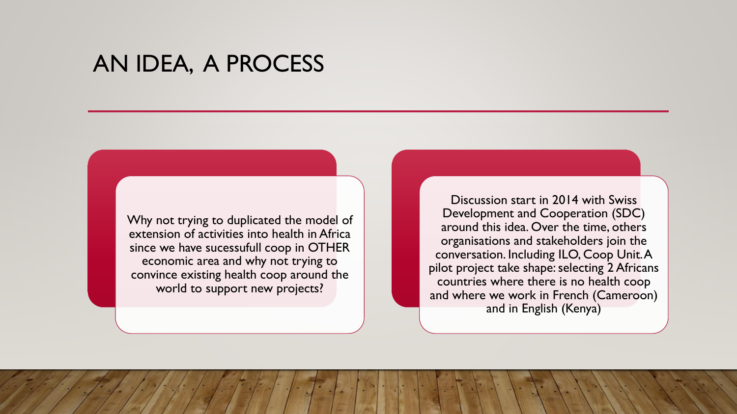# AN IDEA, A PROCESS

Why not trying to duplicated the model of extension of activities into health in Africa since we have sucessufull coop in OTHER economic area and why not trying to convince existing health coop around the world to support new projects?

Discussion start in 2014 with Swiss Development and Cooperation (SDC) around this idea. Over the time, others organisations and stakeholders join the conversation. Including ILO, Coop Unit. A pilot project take shape: selecting 2 Africans countries where there is no health coop and where we work in French (Cameroon) and in English (Kenya)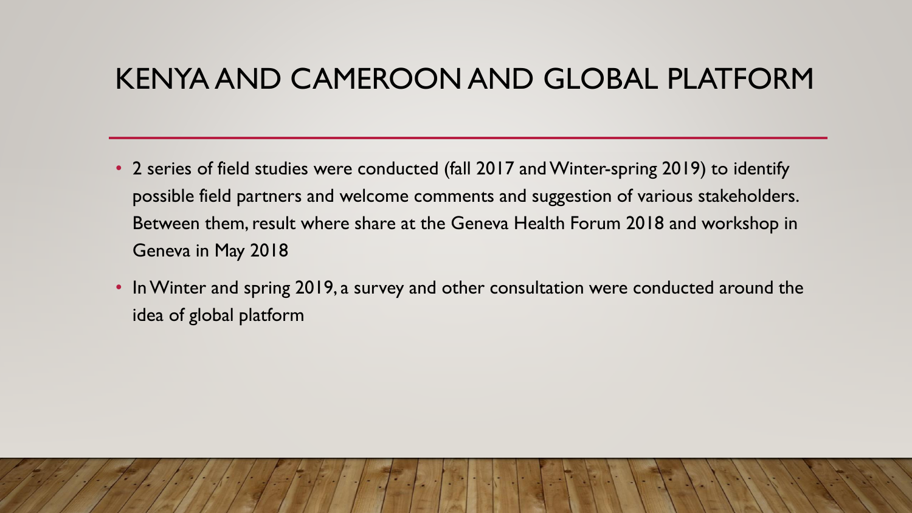# KENYA AND CAMEROON AND GLOBAL PLATFORM

- 2 series of field studies were conducted (fall 2017 and Winter-spring 2019) to identify possible field partners and welcome comments and suggestion of various stakeholders. Between them, result where share at the Geneva Health Forum 2018 and workshop in Geneva in May 2018
- In Winter and spring 2019, a survey and other consultation were conducted around the idea of global platform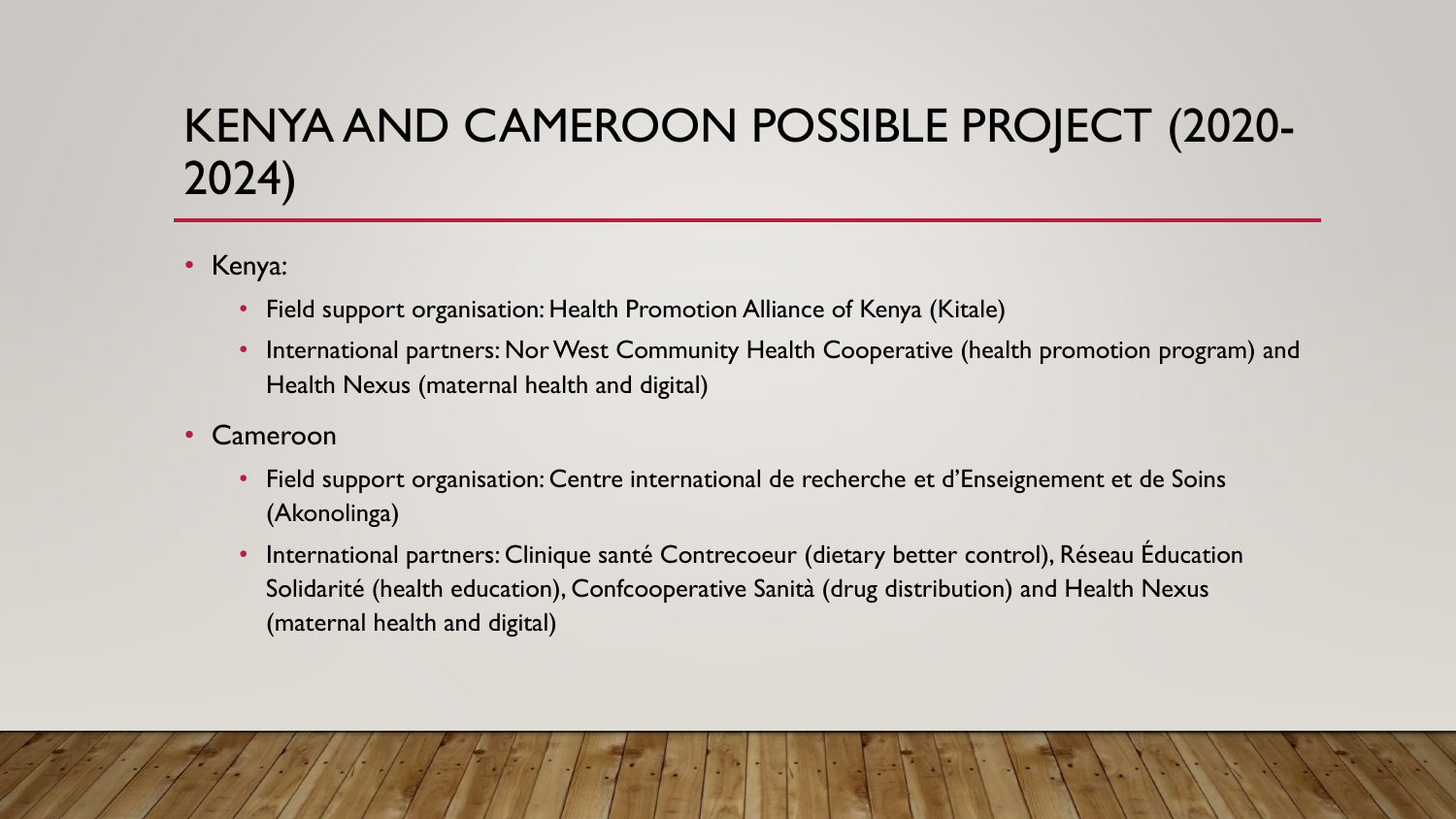# KENYA AND CAMEROON POSSIBLE PROJECT (2020-2024)

- Kenya:
  - Field support organisation: Health Promotion Alliance of Kenya (Kitale)
  - International partners: Nor West Community Health Cooperative (health promotion program) and Health Nexus (maternal health and digital)
- Cameroon
  - Field support organisation: Centre international de recherche et d'Enseignement et de Soins (Akonolinga)
  - International partners: Clinique santé Contrecoeur (dietary better control), Réseau Éducation Solidarité (health education), Confcooperative Sanità (drug distribution) and Health Nexus (maternal health and digital)